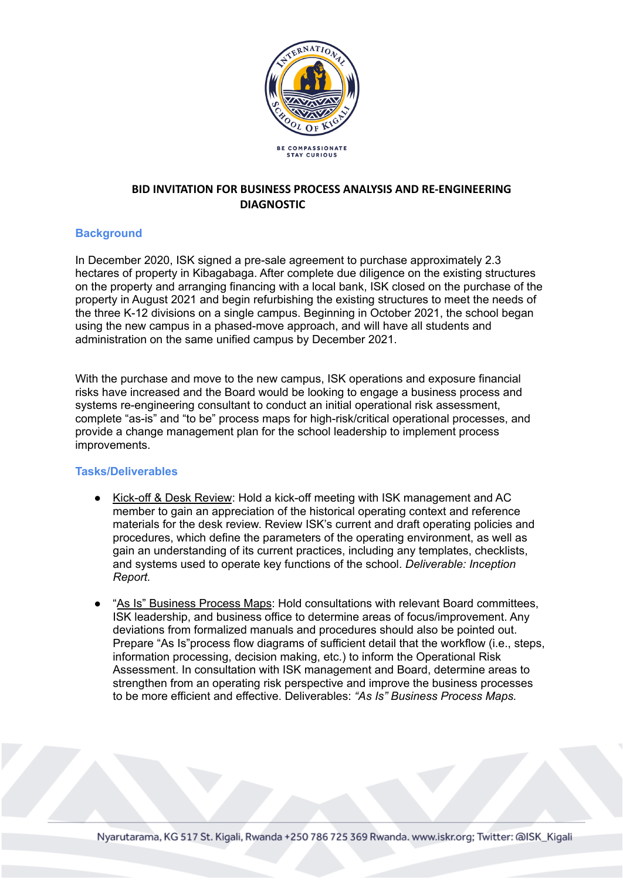# BID INVITATION FOR BUSINESS PROCESS ANALYSIS AND RE-ENGINEERING DIAGNOSTIC

## Background

In December 2020, ISK signed a pre-sale agreement to purchase approximately 2.3 hectares of property in Kibagabaga. After complete due diligence on the existing structures on the property and arranging financing with a local bank, ISK closed on the purchase of the property in August 2021 and begin refurbishing the existing structures to meet the needs of the three K-12 divisions on a single campus. Beginning in October 2021, the school began using the new campus in a phased-move approach, and will have all students and administration on the same unified campus by December 2021.

With the purchase and move to the new campus, ISK operations and exposure financial risks have increased and the Board would be looking to engage a business process and systems re-engineering consultant to conduct an initial operational risk assessment, complete "as-is" and "to be" process maps for high-risk/critical operational processes, and provide a change management plan for the school leadership to implement process improvements.

## Tasks/Deliverables

- Kick-off & Desk Review: Hold a kick-off meeting with ISK management and AC member to gain an appreciation of the historical operating context and reference materials for the desk review. Review ISK's current and draft operating policies and procedures, which define the parameters of the operating environment, as well as gain an understanding of its current practices, including any templates, checklists, and systems used to operate key functions of the school. *Deliverable: Inception Report.*

- "As Is" Business Process Maps: Hold consultations with relevant Board committees, ISK leadership, and business office to determine areas of focus/improvement. Any deviations from formalized manuals and procedures should also be pointed out. Prepare "As Is"process flow diagrams of sufficient detail that the workflow (i.e., steps, information processing, decision making, etc.) to inform the Operational Risk Assessment. In consultation with ISK management and Board, determine areas to strengthen from an operating risk perspective and improve the business processes to be more efficient and effective. Deliverables: *"As Is" Business Process Maps.*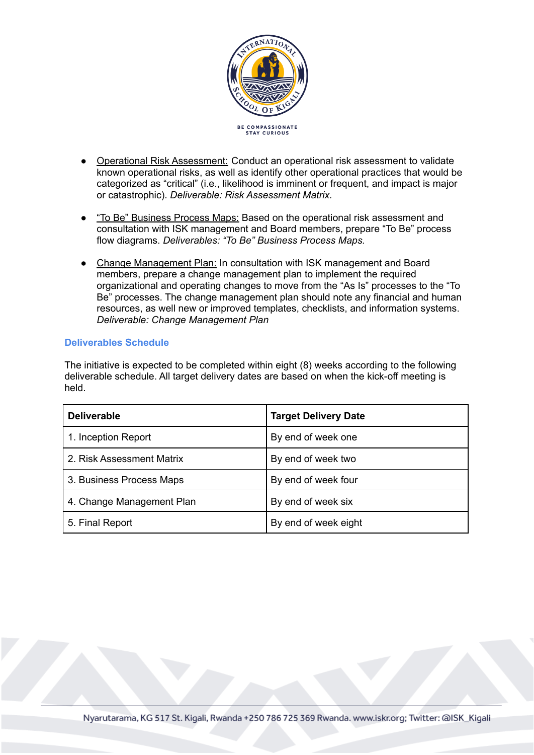- <u>Operational Risk Assessment:</u> Conduct an operational risk assessment to validate known operational risks, as well as identify other operational practices that would be categorized as "critical" (i.e., likelihood is imminent or frequent, and impact is major or catastrophic). *Deliverable: Risk Assessment Matrix.*

- <u>"To Be" Business Process Maps:</u> Based on the operational risk assessment and consultation with ISK management and Board members, prepare "To Be" process flow diagrams. *Deliverables: "To Be" Business Process Maps.*

- <u>Change Management Plan:</u> In consultation with ISK management and Board members, prepare a change management plan to implement the required organizational and operating changes to move from the "As Is" processes to the "To Be" processes. The change management plan should note any financial and human resources, as well new or improved templates, checklists, and information systems. *Deliverable: Change Management Plan*

### Deliverables Schedule

The initiative is expected to be completed within eight (8) weeks according to the following deliverable schedule. All target delivery dates are based on when the kick-off meeting is held.

| Deliverable | Target Delivery Date |
|---|---|
| 1. Inception Report | By end of week one |
| 2. Risk Assessment Matrix | By end of week two |
| 3. Business Process Maps | By end of week four |
| 4. Change Management Plan | By end of week six |
| 5. Final Report | By end of week eight |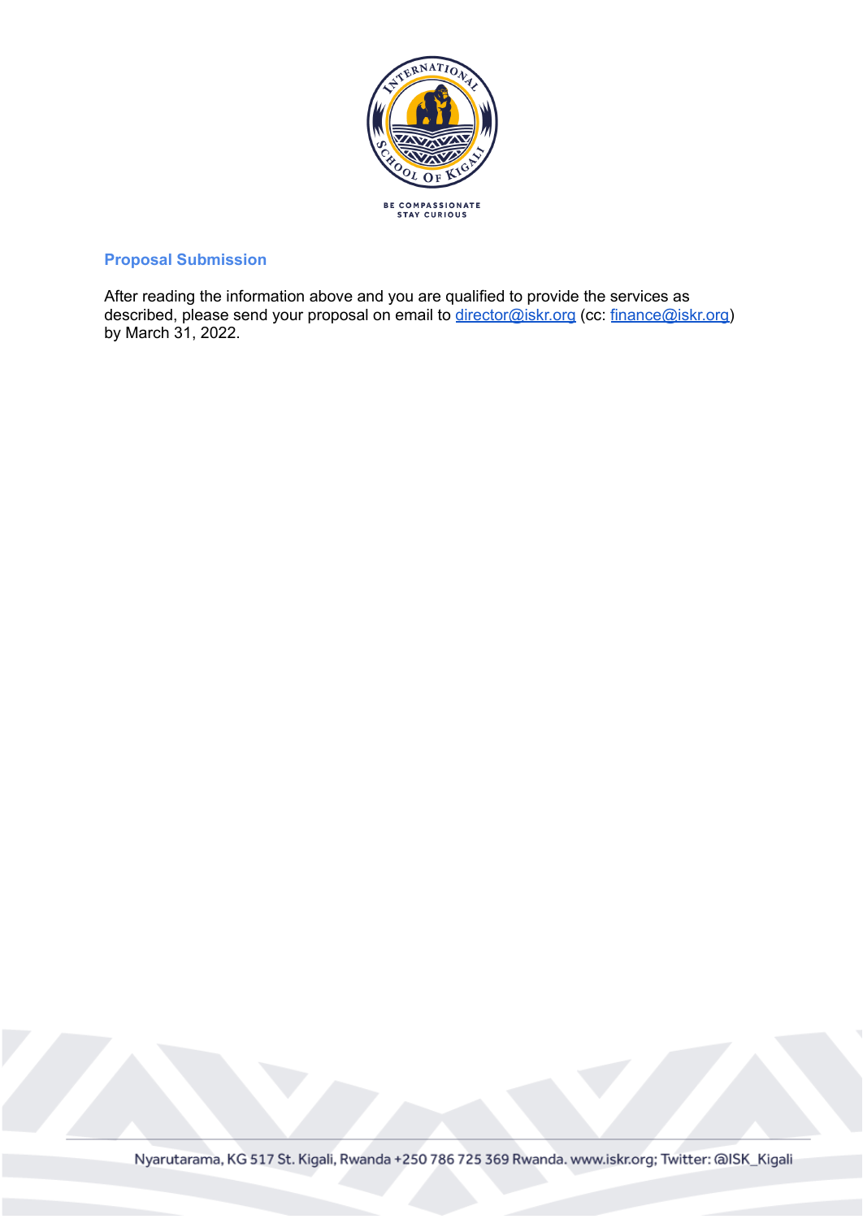## Proposal Submission

After reading the information above and you are qualified to provide the services as described, please send your proposal on email to director@iskr.org (cc: finance@iskr.org) by March 31, 2022.